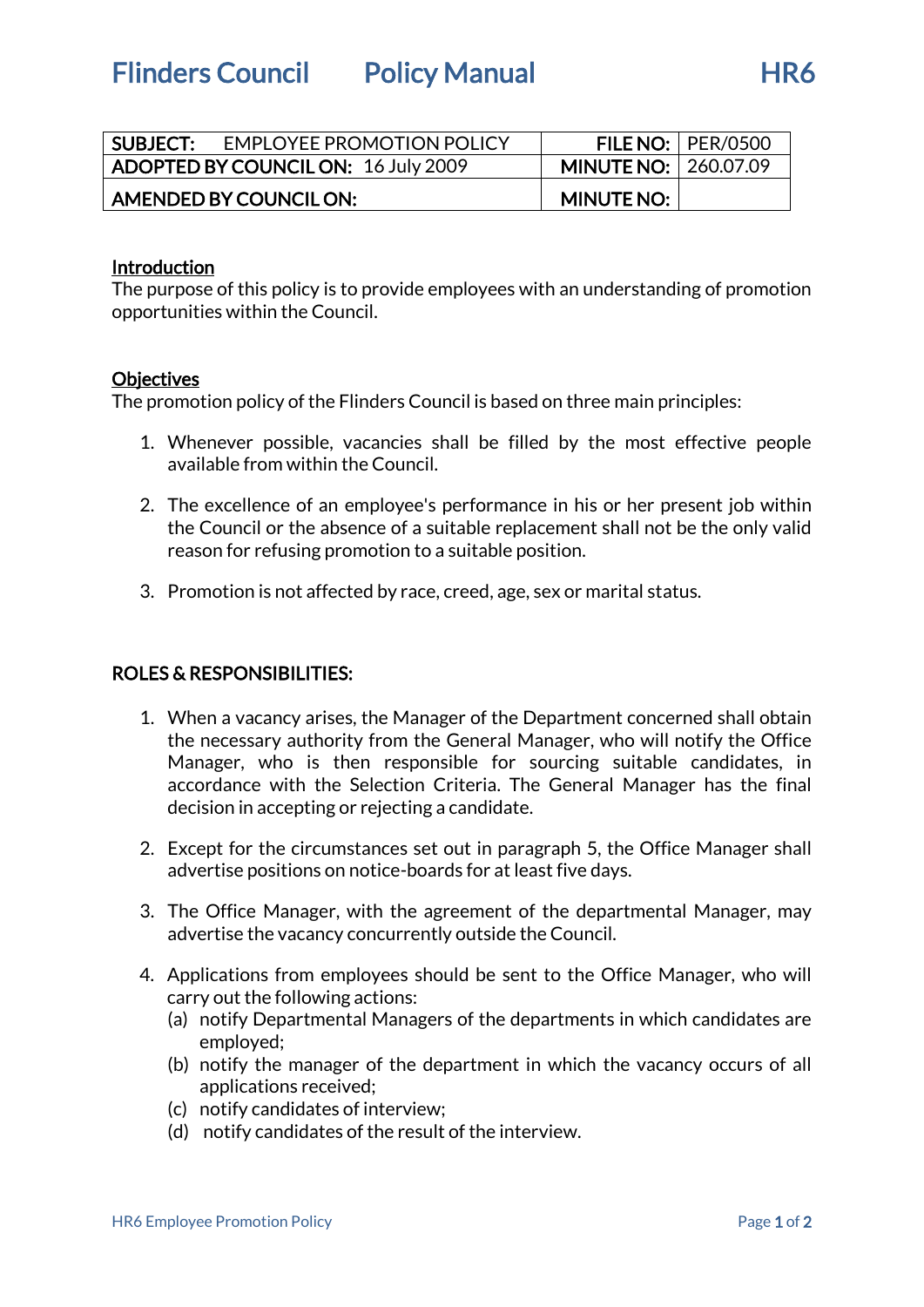# Flinders Council Policy Manual HR6

| SUBJECT: EMPLOYEE PROMOTION POLICY | FILE NO: | PER/0500 |
| --- | --- | --- |
| ADOPTED BY COUNCIL ON: 16 July 2009 | MINUTE NO: | 260.07.09 |
| AMENDED BY COUNCIL ON: | MINUTE NO: | |

## Introduction

The purpose of this policy is to provide employees with an understanding of promotion opportunities within the Council.

## Objectives

The promotion policy of the Flinders Council is based on three main principles:

1. Whenever possible, vacancies shall be filled by the most effective people available from within the Council.

2. The excellence of an employee's performance in his or her present job within the Council or the absence of a suitable replacement shall not be the only valid reason for refusing promotion to a suitable position.

3. Promotion is not affected by race, creed, age, sex or marital status.

## ROLES & RESPONSIBILITIES:

1. When a vacancy arises, the Manager of the Department concerned shall obtain the necessary authority from the General Manager, who will notify the Office Manager, who is then responsible for sourcing suitable candidates, in accordance with the Selection Criteria. The General Manager has the final decision in accepting or rejecting a candidate.

2. Except for the circumstances set out in paragraph 5, the Office Manager shall advertise positions on notice-boards for at least five days.

3. The Office Manager, with the agreement of the departmental Manager, may advertise the vacancy concurrently outside the Council.

4. Applications from employees should be sent to the Office Manager, who will carry out the following actions:
   (a) notify Departmental Managers of the departments in which candidates are employed;
   (b) notify the manager of the department in which the vacancy occurs of all applications received;
   (c) notify candidates of interview;
   (d) notify candidates of the result of the interview.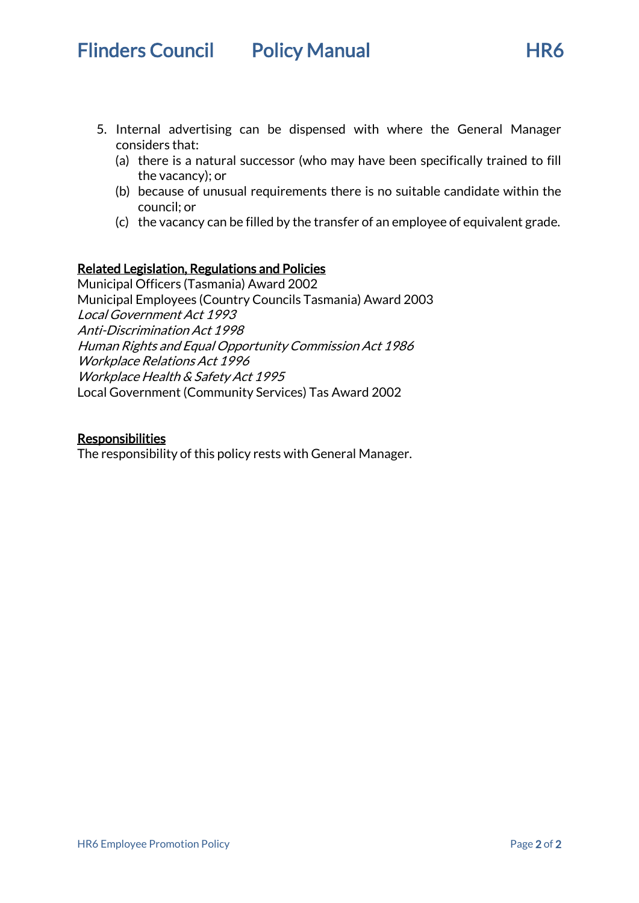5. Internal advertising can be dispensed with where the General Manager considers that:
   (a) there is a natural successor (who may have been specifically trained to fill the vacancy); or
   (b) because of unusual requirements there is no suitable candidate within the council; or
   (c) the vacancy can be filled by the transfer of an employee of equivalent grade.

**Related Legislation, Regulations and Policies**

Municipal Officers (Tasmania) Award 2002
Municipal Employees (Country Councils Tasmania) Award 2003
*Local Government Act 1993*
*Anti-Discrimination Act 1998*
*Human Rights and Equal Opportunity Commission Act 1986*
*Workplace Relations Act 1996*
*Workplace Health & Safety Act 1995*
Local Government (Community Services) Tas Award 2002

**Responsibilities**

The responsibility of this policy rests with General Manager.